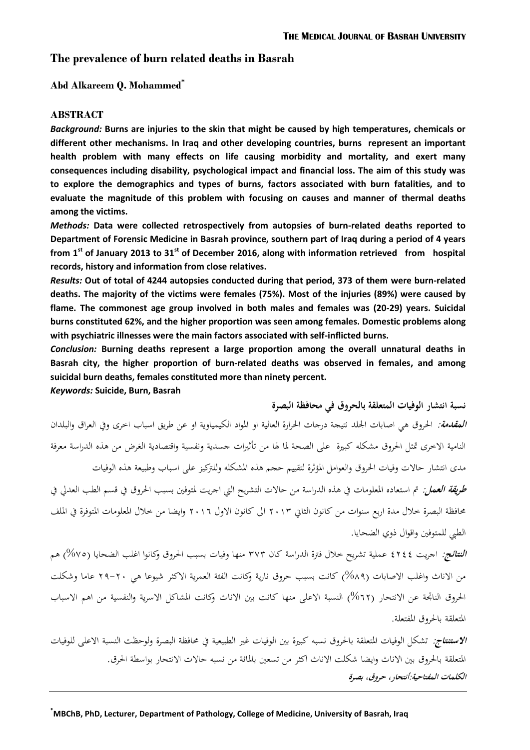# The prevalence of burn related deaths in Basrah

**Abd Alkareem Q. Mohammed***

## ABSTRACT

***Background:*** **Burns are injuries to the skin that might be caused by high temperatures, chemicals or different other mechanisms. In Iraq and other developing countries, burns represent an important health problem with many effects on life causing morbidity and mortality, and exert many consequences including disability, psychological impact and financial loss. The aim of this study was to explore the demographics and types of burns, factors associated with burn fatalities, and to evaluate the magnitude of this problem with focusing on causes and manner of thermal deaths among the victims.**

***Methods:*** **Data were collected retrospectively from autopsies of burn-related deaths reported to Department of Forensic Medicine in Basrah province, southern part of Iraq during a period of 4 years from 1st of January 2013 to 31st of December 2016, along with information retrieved from hospital records, history and information from close relatives.**

***Results:*** **Out of total of 4244 autopsies conducted during that period, 373 of them were burn-related deaths. The majority of the victims were females (75%). Most of the injuries (89%) were caused by flame. The commonest age group involved in both males and females was (20-29) years. Suicidal burns constituted 62%, and the higher proportion was seen among females. Domestic problems along with psychiatric illnesses were the main factors associated with self-inflicted burns.**

***Conclusion:*** **Burning deaths represent a large proportion among the overall unnatural deaths in Basrah city, the higher proportion of burn-related deaths was observed in females, and among suicidal burn deaths, females constituted more than ninety percent.**

***Keywords:*** **Suicide, Burn, Basrah**

**نسبة انتشار الوفيات المتعلقة بالحروق في محافظة البصرة**

***المقدمة:*** الحروق هي اصابات الجلد نتيجة درجات الحرارة العالية او المواد الكيمياوية او عن طريق اسباب اخرى وفي العراق والبلدان النامية الاخرى تمثل الحروق مشكله كبيرة على الصحة لما لها من تأثيرات جسدية ونفسية واقتصادية الغرض من هذه الدراسة معرفة مدى انتشار حالات وفيات الحروق والعوامل المؤثرة لتقييم حجم هذه المشكله وللتركيز على اسباب وطبيعة هذه الوفيات

***طريقة العمل:*** تم استعاده المعلومات في هذه الدراسة من حالات التشريح التي اجريت لمتوفين بسبب الحروق في قسم الطب العدلي في محافظة البصرة خلال مدة اربع سنوات من كانون الثاني ٢٠١٣ الى كانون الاول ٢٠١٦ وايضا من خلال المعلومات المتوفرة في الملف الطبي للمتوفين واقوال ذوي الضحايا.

***النتائج:*** اجريت ٤٢٤٤ عملية تشريح خلال فترة الدراسة كان ٣٧٣ منها وفيات بسبب الحروق وكانوا اغلب الضحايا (٧٥%) هم من الاناث واغلب الاصابات (٨٩%) كانت بسبب حروق نارية وكانت الفئة العمرية الاكثر شيوعا هي ٢٠-٢٩ عاما وشكلت الحروق الناتجة عن الانتحار (٦٢%) النسبة الاعلى منها كانت بين الاناث وكانت المشاكل الاسرية والنفسية من اهم الاسباب المتعلقة بالحروق المفتعلة.

***الاستنتاج:*** تشكل الوفيات المتعلقة بالحروق نسبه كبيرة بين الوفيات غير الطبيعية في محافظة البصرة ولوحظت النسبة الاعلى للوفيات المتعلقة بالحروق بين الاناث وايضا شكلت الاناث اكثر من تسعين بالمائة من نسبه حالات الانتحار بواسطة الحرق.

***الكلمات المفتاحية:انتحار، حروق، بصرة***

---

*MBChB, PhD, Lecturer, Department of Pathology, College of Medicine, University of Basrah, Iraq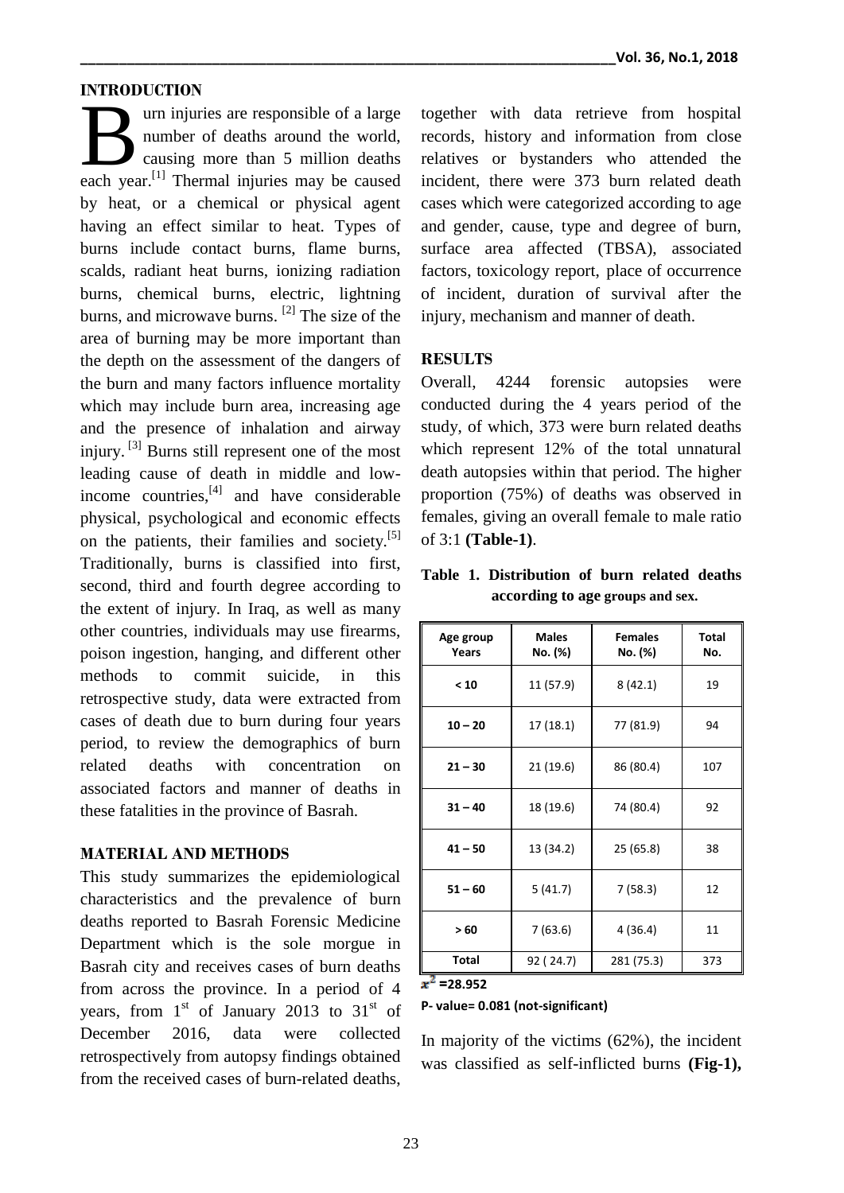## INTRODUCTION

Burn injuries are responsible of a large number of deaths around the world, causing more than 5 million deaths each year.[1] Thermal injuries may be caused by heat, or a chemical or physical agent having an effect similar to heat. Types of burns include contact burns, flame burns, scalds, radiant heat burns, ionizing radiation burns, chemical burns, electric, lightning burns, and microwave burns. [2] The size of the area of burning may be more important than the depth on the assessment of the dangers of the burn and many factors influence mortality which may include burn area, increasing age and the presence of inhalation and airway injury. [3] Burns still represent one of the most leading cause of death in middle and low-income countries,[4] and have considerable physical, psychological and economic effects on the patients, their families and society.[5] Traditionally, burns is classified into first, second, third and fourth degree according to the extent of injury. In Iraq, as well as many other countries, individuals may use firearms, poison ingestion, hanging, and different other methods to commit suicide, in this retrospective study, data were extracted from cases of death due to burn during four years period, to review the demographics of burn related deaths with concentration on associated factors and manner of deaths in these fatalities in the province of Basrah.

## MATERIAL AND METHODS

This study summarizes the epidemiological characteristics and the prevalence of burn deaths reported to Basrah Forensic Medicine Department which is the sole morgue in Basrah city and receives cases of burn deaths from across the province. In a period of 4 years, from 1st of January 2013 to 31st of December 2016, data were collected retrospectively from autopsy findings obtained from the received cases of burn-related deaths, together with data retrieve from hospital records, history and information from close relatives or bystanders who attended the incident, there were 373 burn related death cases which were categorized according to age and gender, cause, type and degree of burn, surface area affected (TBSA), associated factors, toxicology report, place of occurrence of incident, duration of survival after the injury, mechanism and manner of death.

## RESULTS

Overall, 4244 forensic autopsies were conducted during the 4 years period of the study, of which, 373 were burn related deaths which represent 12% of the total unnatural death autopsies within that period. The higher proportion (75%) of deaths was observed in females, giving an overall female to male ratio of 3:1 **(Table-1)**.

**Table 1. Distribution of burn related deaths according to age groups and sex.**

| Age group Years | Males No. (%) | Females No. (%) | Total No. |
|---|---|---|---|
| < 10 | 11 (57.9) | 8 (42.1) | 19 |
| 10 – 20 | 17 (18.1) | 77 (81.9) | 94 |
| 21 – 30 | 21 (19.6) | 86 (80.4) | 107 |
| 31 – 40 | 18 (19.6) | 74 (80.4) | 92 |
| 41 – 50 | 13 (34.2) | 25 (65.8) | 38 |
| 51 – 60 | 5 (41.7) | 7 (58.3) | 12 |
| > 60 | 7 (63.6) | 4 (36.4) | 11 |
| Total | 92 ( 24.7) | 281 (75.3) | 373 |

$x^2$ =28.952

P- value= 0.081 (not-significant)

In majority of the victims (62%), the incident was classified as self-inflicted burns **(Fig-1),**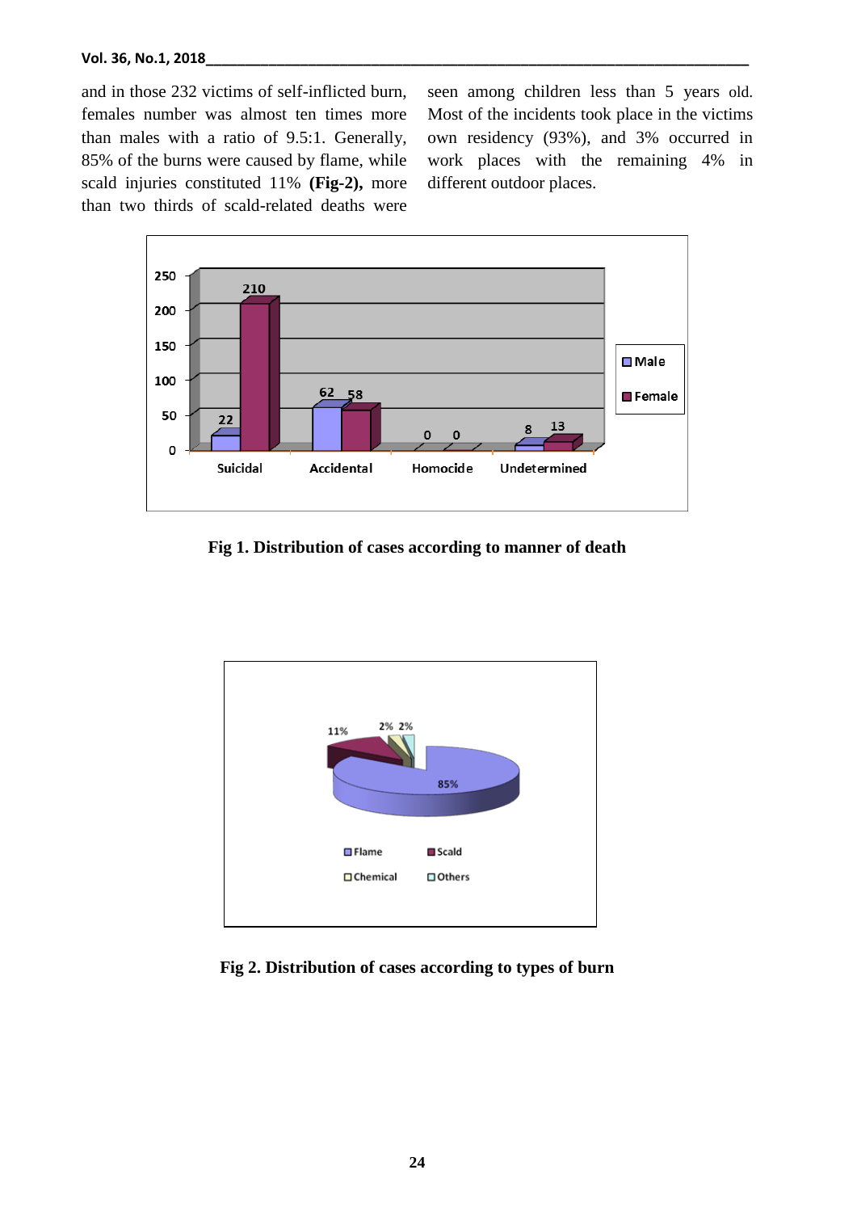and in those 232 victims of self-inflicted burn, females number was almost ten times more than males with a ratio of 9.5:1. Generally, 85% of the burns were caused by flame, while scald injuries constituted 11% **(Fig-2),** more than two thirds of scald-related deaths were seen among children less than 5 years old. Most of the incidents took place in the victims own residency (93%), and 3% occurred in work places with the remaining 4% in different outdoor places.

**Fig 1. Distribution of cases according to manner of death**

**Fig 2. Distribution of cases according to types of burn**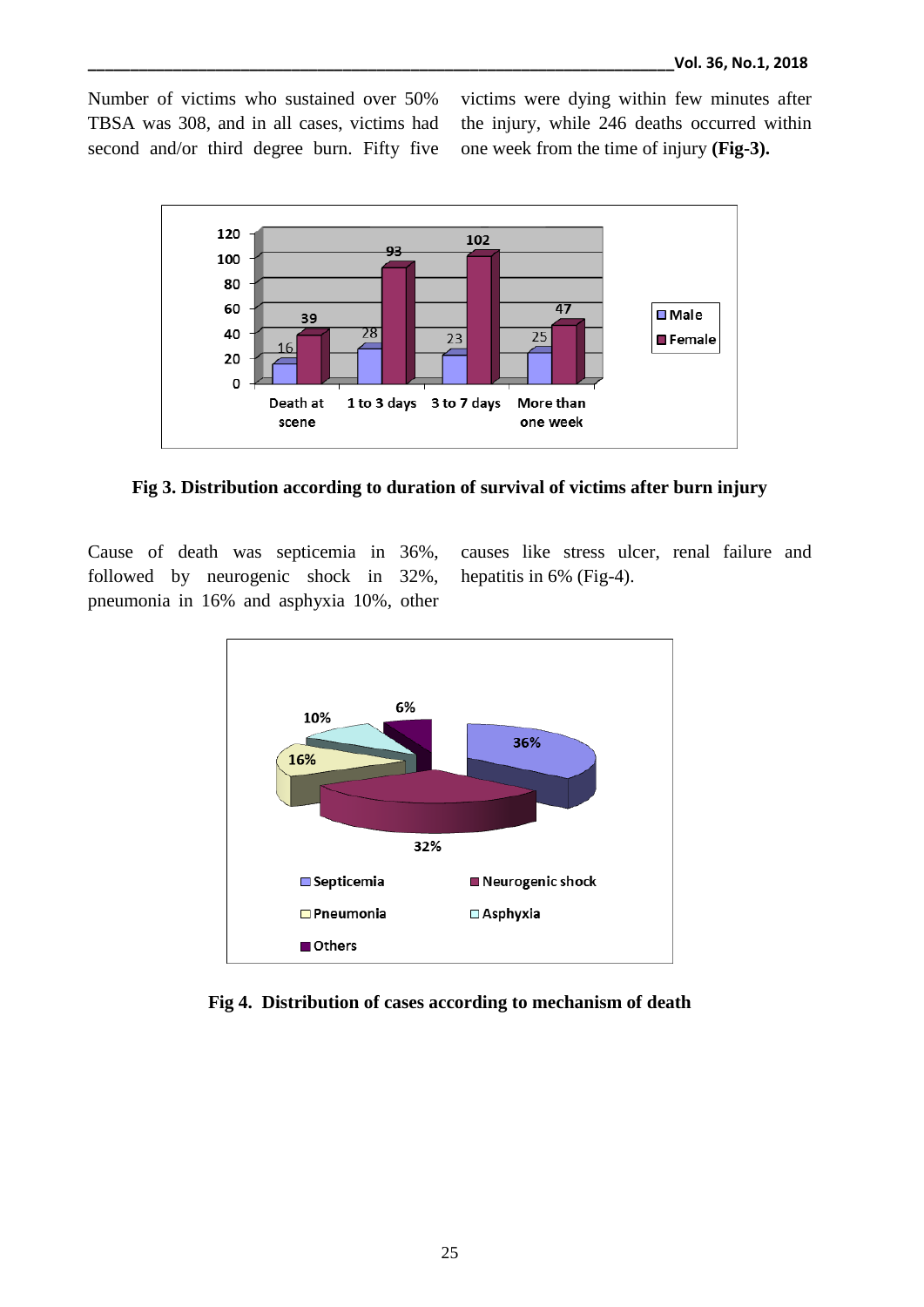Number of victims who sustained over 50% TBSA was 308, and in all cases, victims had second and/or third degree burn. Fifty five victims were dying within few minutes after the injury, while 246 deaths occurred within one week from the time of injury **(Fig-3).**

**Fig 3. Distribution according to duration of survival of victims after burn injury**

Cause of death was septicemia in 36%, followed by neurogenic shock in 32%, pneumonia in 16% and asphyxia 10%, other causes like stress ulcer, renal failure and hepatitis in 6% (Fig-4).

**Fig 4. Distribution of cases according to mechanism of death**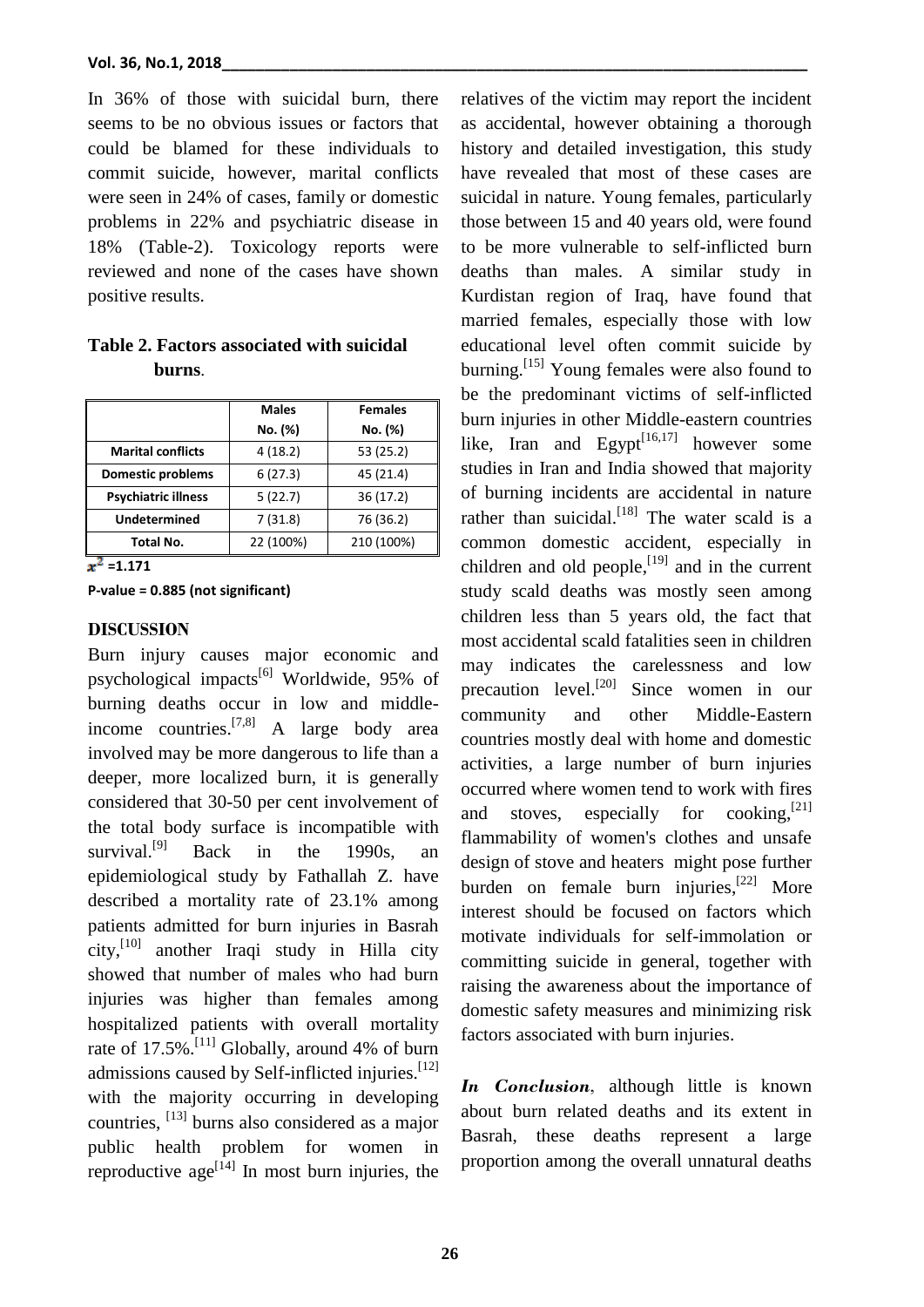In 36% of those with suicidal burn, there seems to be no obvious issues or factors that could be blamed for these individuals to commit suicide, however, marital conflicts were seen in 24% of cases, family or domestic problems in 22% and psychiatric disease in 18% (Table-2). Toxicology reports were reviewed and none of the cases have shown positive results.

**Table 2. Factors associated with suicidal burns**.

| | Males No. (%) | Females No. (%) |
|---|---|---|
| **Marital conflicts** | 4 (18.2) | 53 (25.2) |
| **Domestic problems** | 6 (27.3) | 45 (21.4) |
| **Psychiatric illness** | 5 (22.7) | 36 (17.2) |
| **Undetermined** | 7 (31.8) | 76 (36.2) |
| **Total No.** | 22 (100%) | 210 (100%) |

$x^2$ **=1.171**

**P-value = 0.885 (not significant)**

## DISCUSSION

Burn injury causes major economic and psychological impacts[6] Worldwide, 95% of burning deaths occur in low and middle-income countries.[7,8] A large body area involved may be more dangerous to life than a deeper, more localized burn, it is generally considered that 30-50 per cent involvement of the total body surface is incompatible with survival.[9] Back in the 1990s, an epidemiological study by Fathallah Z. have described a mortality rate of 23.1% among patients admitted for burn injuries in Basrah city,[10] another Iraqi study in Hilla city showed that number of males who had burn injuries was higher than females among hospitalized patients with overall mortality rate of 17.5%.[11] Globally, around 4% of burn admissions caused by Self-inflicted injuries.[12] with the majority occurring in developing countries, [13] burns also considered as a major public health problem for women in reproductive age[14] In most burn injuries, the relatives of the victim may report the incident as accidental, however obtaining a thorough history and detailed investigation, this study have revealed that most of these cases are suicidal in nature. Young females, particularly those between 15 and 40 years old, were found to be more vulnerable to self-inflicted burn deaths than males. A similar study in Kurdistan region of Iraq, have found that married females, especially those with low educational level often commit suicide by burning.[15] Young females were also found to be the predominant victims of self-inflicted burn injuries in other Middle-eastern countries like, Iran and Egypt[16,17] however some studies in Iran and India showed that majority of burning incidents are accidental in nature rather than suicidal.[18] The water scald is a common domestic accident, especially in children and old people,[19] and in the current study scald deaths was mostly seen among children less than 5 years old, the fact that most accidental scald fatalities seen in children may indicates the carelessness and low precaution level.[20] Since women in our community and other Middle-Eastern countries mostly deal with home and domestic activities, a large number of burn injuries occurred where women tend to work with fires and stoves, especially for cooking,[21] flammability of women's clothes and unsafe design of stove and heaters might pose further burden on female burn injuries,[22] More interest should be focused on factors which motivate individuals for self-immolation or committing suicide in general, together with raising the awareness about the importance of domestic safety measures and minimizing risk factors associated with burn injuries.

***In Conclusion***, although little is known about burn related deaths and its extent in Basrah, these deaths represent a large proportion among the overall unnatural deaths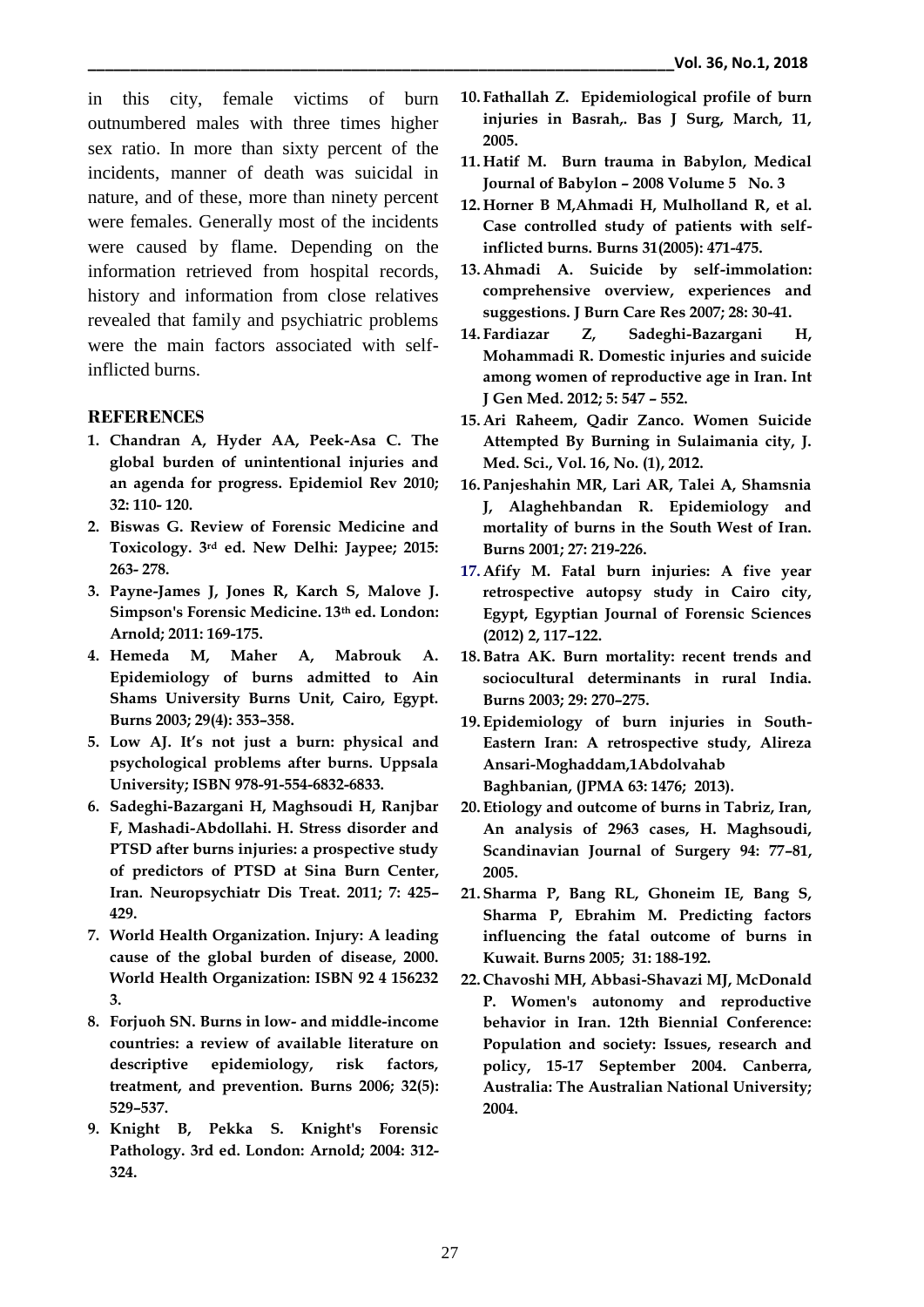in this city, female victims of burn outnumbered males with three times higher sex ratio. In more than sixty percent of the incidents, manner of death was suicidal in nature, and of these, more than ninety percent were females. Generally most of the incidents were caused by flame. Depending on the information retrieved from hospital records, history and information from close relatives revealed that family and psychiatric problems were the main factors associated with self-inflicted burns.

## REFERENCES

1. **Chandran A, Hyder AA, Peek-Asa C. The global burden of unintentional injuries and an agenda for progress. Epidemiol Rev 2010; 32: 110- 120.**
2. **Biswas G. Review of Forensic Medicine and Toxicology. 3rd ed. New Delhi: Jaypee; 2015: 263- 278.**
3. **Payne-James J, Jones R, Karch S, Malove J. Simpson's Forensic Medicine. 13th ed. London: Arnold; 2011: 169-175.**
4. **Hemeda M, Maher A, Mabrouk A. Epidemiology of burns admitted to Ain Shams University Burns Unit, Cairo, Egypt. Burns 2003; 29(4): 353–358.**
5. **Low AJ. It's not just a burn: physical and psychological problems after burns. Uppsala University; ISBN 978-91-554-6832-6833.**
6. **Sadeghi-Bazargani H, Maghsoudi H, Ranjbar F, Mashadi-Abdollahi. H. Stress disorder and PTSD after burns injuries: a prospective study of predictors of PTSD at Sina Burn Center, Iran. Neuropsychiatr Dis Treat. 2011; 7: 425–429.**
7. **World Health Organization. Injury: A leading cause of the global burden of disease, 2000. World Health Organization: ISBN 92 4 156232 3.**
8. **Forjuoh SN. Burns in low- and middle-income countries: a review of available literature on descriptive epidemiology, risk factors, treatment, and prevention. Burns 2006; 32(5): 529–537.**
9. **Knight B, Pekka S. Knight's Forensic Pathology. 3rd ed. London: Arnold; 2004: 312-324.**
10. **Fathallah Z. Epidemiological profile of burn injuries in Basrah,. Bas J Surg, March, 11, 2005.**
11. **Hatif M. Burn trauma in Babylon, Medical Journal of Babylon – 2008 Volume 5 No. 3**
12. **Horner B M,Ahmadi H, Mulholland R, et al. Case controlled study of patients with self-inflicted burns. Burns 31(2005): 471-475.**
13. **Ahmadi A. Suicide by self-immolation: comprehensive overview, experiences and suggestions. J Burn Care Res 2007; 28: 30-41.**
14. **Fardiazar Z, Sadeghi-Bazargani H, Mohammadi R. Domestic injuries and suicide among women of reproductive age in Iran. Int J Gen Med. 2012; 5: 547 – 552.**
15. **Ari Raheem, Qadir Zanco. Women Suicide Attempted By Burning in Sulaimania city, J. Med. Sci., Vol. 16, No. (1), 2012.**
16. **Panjeshahin MR, Lari AR, Talei A, Shamsnia J, Alaghehbandan R. Epidemiology and mortality of burns in the South West of Iran. Burns 2001; 27: 219-226.**
17. **Afify M. Fatal burn injuries: A five year retrospective autopsy study in Cairo city, Egypt, Egyptian Journal of Forensic Sciences (2012) 2, 117–122.**
18. **Batra AK. Burn mortality: recent trends and sociocultural determinants in rural India. Burns 2003; 29: 270–275.**
19. **Epidemiology of burn injuries in South-Eastern Iran: A retrospective study, Alireza Ansari-Moghaddam,1Abdolvahab Baghbanian, (JPMA 63: 1476; 2013).**
20. **Etiology and outcome of burns in Tabriz, Iran, An analysis of 2963 cases, H. Maghsoudi, Scandinavian Journal of Surgery 94: 77–81, 2005.**
21. **Sharma P, Bang RL, Ghoneim IE, Bang S, Sharma P, Ebrahim M. Predicting factors influencing the fatal outcome of burns in Kuwait. Burns 2005; 31: 188-192.**
22. **Chavoshi MH, Abbasi-Shavazi MJ, McDonald P. Women's autonomy and reproductive behavior in Iran. 12th Biennial Conference: Population and society: Issues, research and policy, 15-17 September 2004. Canberra, Australia: The Australian National University; 2004.**